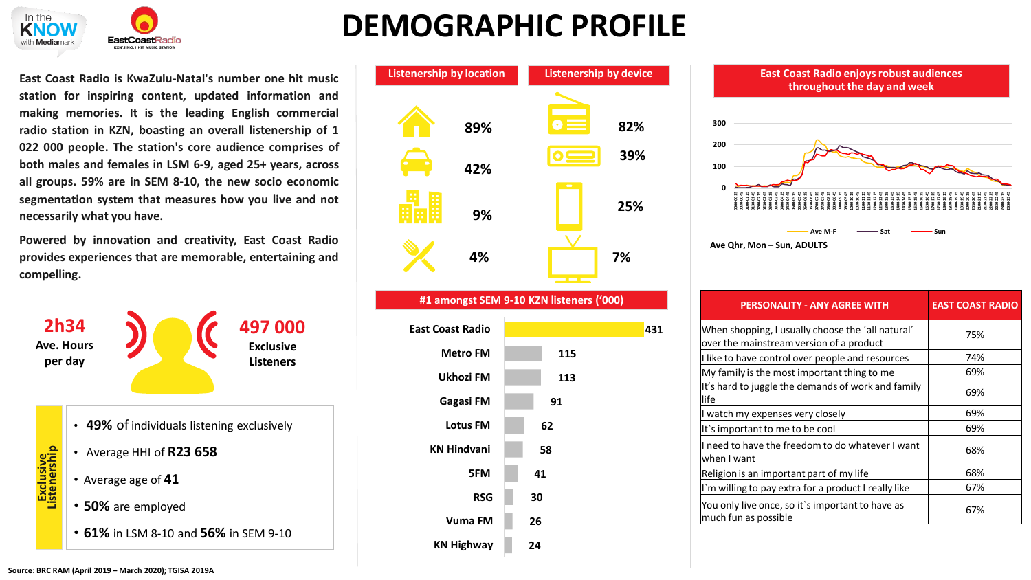# DEMOGRAPHIC PROFILE

**East Coast Radio is KwaZulu-Natal's number one hit music station for inspiring content, updated information and making memories. It is the leading English commercial radio station in KZN, boasting an overall listenership of 1 022 000 people. The station's core audience comprises of both males and females in LSM 6-9, aged 25+ years, across all groups. 59% are in SEM 8-10, the new socio economic segmentation system that measures how you live and not necessarily what you have.**

**Powered by innovation and creativity, East Coast Radio provides experiences that are memorable, entertaining and compelling.**

**2h34** Ave. Hours per day

**497 000** Exclusive Listeners

**Exclusive Listenership**

- **49%** of individuals listening exclusively
- Average HHI of **R23 658**
- Average age of **41**
- **50%** are employed
- **61%** in LSM 8-10 and **56%** in SEM 9-10

## Listenership by location

- 89%
- 42%
- 9%
- 4%

## Listenership by device

- 82%
- 39%
- 25%
- 7%

## #1 amongst SEM 9-10 KZN listeners ('000)

| Station | ('000) |
|---|---|
| East Coast Radio | 431 |
| Metro FM | 115 |
| Ukhozi FM | 113 |
| Gagasi FM | 91 |
| Lotus FM | 62 |
| KN Hindvani | 58 |
| 5FM | 41 |
| RSG | 30 |
| Vuma FM | 26 |
| KN Highway | 24 |

## East Coast Radio enjoys robust audiences throughout the day and week

Ave M-F — Sat — Sun

Ave Qhr, Mon – Sun, ADULTS

| PERSONALITY - ANY AGREE WITH | EAST COAST RADIO |
|---|---|
| When shopping, I usually choose the ´all natural´ over the mainstream version of a product | 75% |
| I like to have control over people and resources | 74% |
| My family is the most important thing to me | 69% |
| It's hard to juggle the demands of work and family life | 69% |
| I watch my expenses very closely | 69% |
| It`s important to me to be cool | 69% |
| I need to have the freedom to do whatever I want when I want | 68% |
| Religion is an important part of my life | 68% |
| I`m willing to pay extra for a product I really like | 67% |
| You only live once, so it`s important to have as much fun as possible | 67% |

Source: BRC RAM (April 2019 – March 2020); TGISA 2019A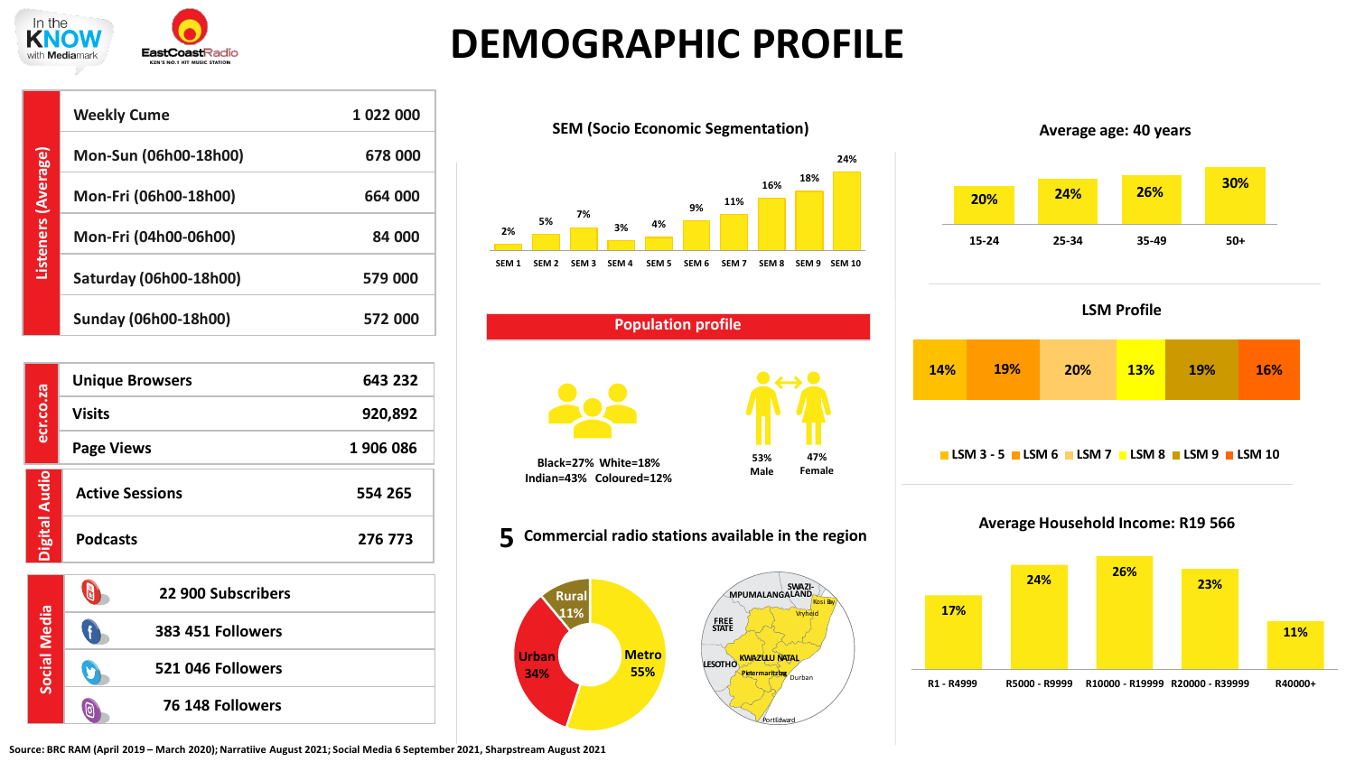# DEMOGRAPHIC PROFILE

In the KNOW with Mediamark

EastCoastRadio

## Listeners (Average)

| | |
|---|---|
| Weekly Cume | 1 022 000 |
| Mon-Sun (06h00-18h00) | 678 000 |
| Mon-Fri (06h00-18h00) | 664 000 |
| Mon-Fri (04h00-06h00) | 84 000 |
| Saturday (06h00-18h00) | 579 000 |
| Sunday (06h00-18h00) | 572 000 |

## ecr.co.za

| | |
|---|---|
| Unique Browsers | 643 232 |
| Visits | 920,892 |
| Page Views | 1 906 086 |

## Digital Audio

| | |
|---|---|
| Active Sessions | 554 265 |
| Podcasts | 276 773 |

## Social Media

- 22 900 Subscribers
- 383 451 Followers
- 521 046 Followers
- 76 148 Followers

## SEM (Socio Economic Segmentation)

SEM 1: 2%
SEM 2: 5%
SEM 3: 7%
SEM 4: 3%
SEM 5: 4%
SEM 6: 9%
SEM 7: 11%
SEM 8: 16%
SEM 9: 18%
SEM 10: 24%

## Population profile

Black=27% White=18%
Indian=43% Coloured=12%

53% Male
47% Female

**5** Commercial radio stations available in the region

Rural 11%
Urban 34%
Metro 55%

MPUMALANGA, SWAZI-LAND, Kosi Bay, Vryheid, FREE STATE, KWAZULU NATAL, LESOTHO, Pietermaritzburg, Durban, Port Edward

## Average age: 40 years

15-24: 20%
25-34: 24%
35-49: 26%
50+: 30%

## LSM Profile

LSM 3 - 5: 14%
LSM 6: 19%
LSM 7: 20%
LSM 8: 13%
LSM 9: 19%
LSM 10: 16%

## Average Household Income: R19 566

R1 - R4999: 17%
R5000 - R9999: 24%
R10000 - R19999: 26%
R20000 - R39999: 23%
R40000+: 11%

Source: BRC RAM (April 2019 – March 2020); Narratiive August 2021; Social Media 6 September 2021, Sharpstream August 2021